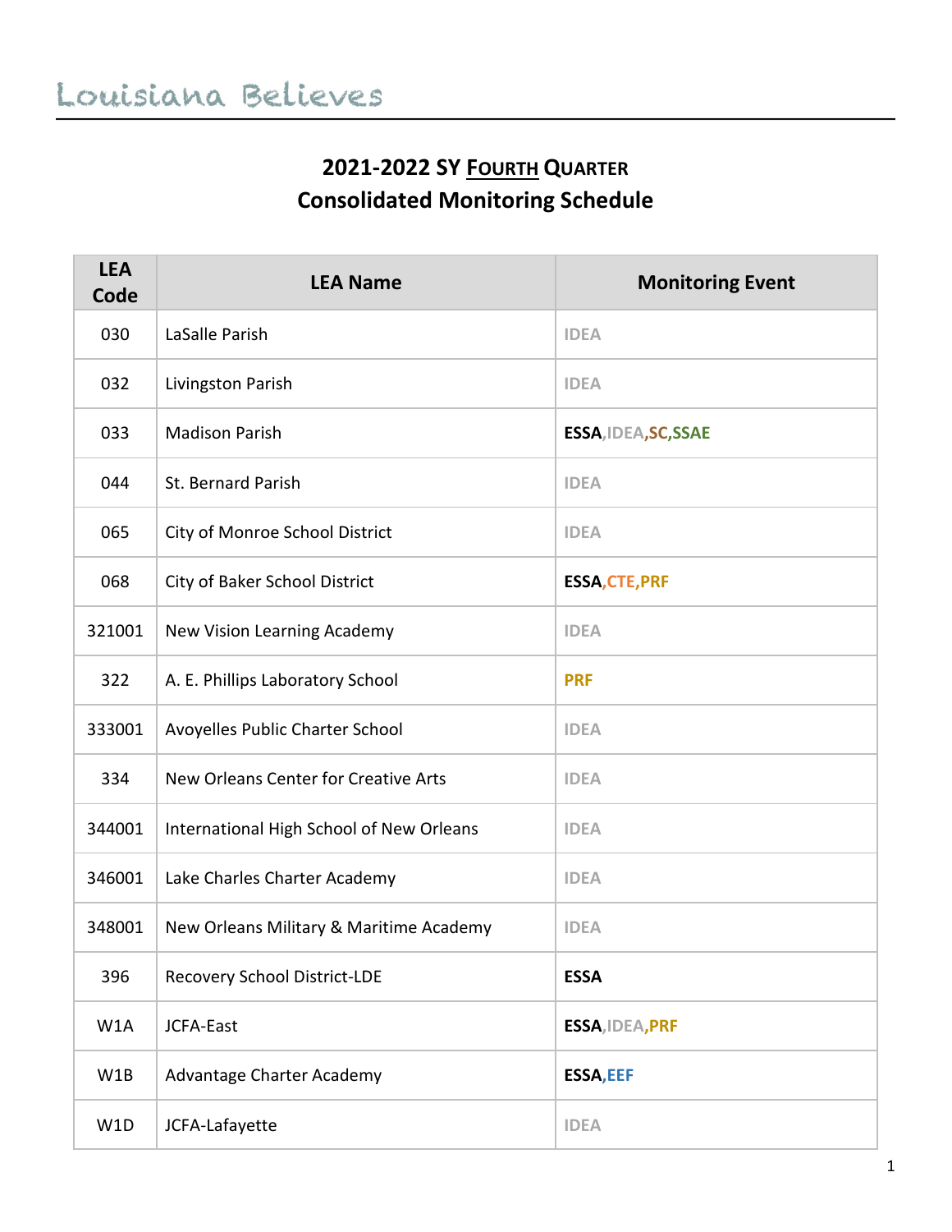Louisiana Believes

# 2021-2022 SY FOURTH QUARTER
# Consolidated Monitoring Schedule

| LEA Code | LEA Name | Monitoring Event |
|---|---|---|
| 030 | LaSalle Parish | IDEA |
| 032 | Livingston Parish | IDEA |
| 033 | Madison Parish | ESSA,IDEA,SC,SSAE |
| 044 | St. Bernard Parish | IDEA |
| 065 | City of Monroe School District | IDEA |
| 068 | City of Baker School District | ESSA,CTE,PRF |
| 321001 | New Vision Learning Academy | IDEA |
| 322 | A. E. Phillips Laboratory School | PRF |
| 333001 | Avoyelles Public Charter School | IDEA |
| 334 | New Orleans Center for Creative Arts | IDEA |
| 344001 | International High School of New Orleans | IDEA |
| 346001 | Lake Charles Charter Academy | IDEA |
| 348001 | New Orleans Military & Maritime Academy | IDEA |
| 396 | Recovery School District-LDE | ESSA |
| W1A | JCFA-East | ESSA,IDEA,PRF |
| W1B | Advantage Charter Academy | ESSA,EEF |
| W1D | JCFA-Lafayette | IDEA |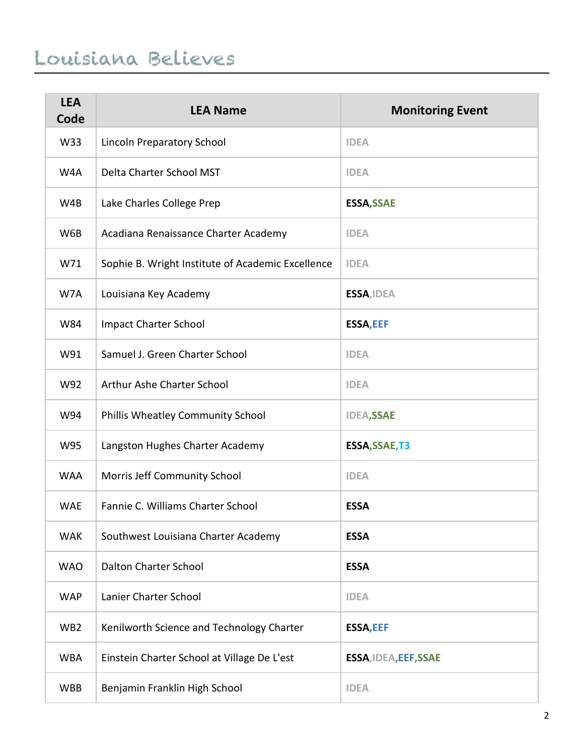| LEA Code | LEA Name | Monitoring Event |
| --- | --- | --- |
| W33 | Lincoln Preparatory School | IDEA |
| W4A | Delta Charter School MST | IDEA |
| W4B | Lake Charles College Prep | **ESSA,SSAE** |
| W6B | Acadiana Renaissance Charter Academy | IDEA |
| W71 | Sophie B. Wright Institute of Academic Excellence | IDEA |
| W7A | Louisiana Key Academy | **ESSA**,IDEA |
| W84 | Impact Charter School | **ESSA,EEF** |
| W91 | Samuel J. Green Charter School | IDEA |
| W92 | Arthur Ashe Charter School | IDEA |
| W94 | Phillis Wheatley Community School | IDEA,**SSAE** |
| W95 | Langston Hughes Charter Academy | **ESSA,SSAE,T3** |
| WAA | Morris Jeff Community School | IDEA |
| WAE | Fannie C. Williams Charter School | **ESSA** |
| WAK | Southwest Louisiana Charter Academy | **ESSA** |
| WAO | Dalton Charter School | **ESSA** |
| WAP | Lanier Charter School | IDEA |
| WB2 | Kenilworth Science and Technology Charter | **ESSA,EEF** |
| WBA | Einstein Charter School at Village De L'est | **ESSA**,IDEA,**EEF,SSAE** |
| WBB | Benjamin Franklin High School | IDEA |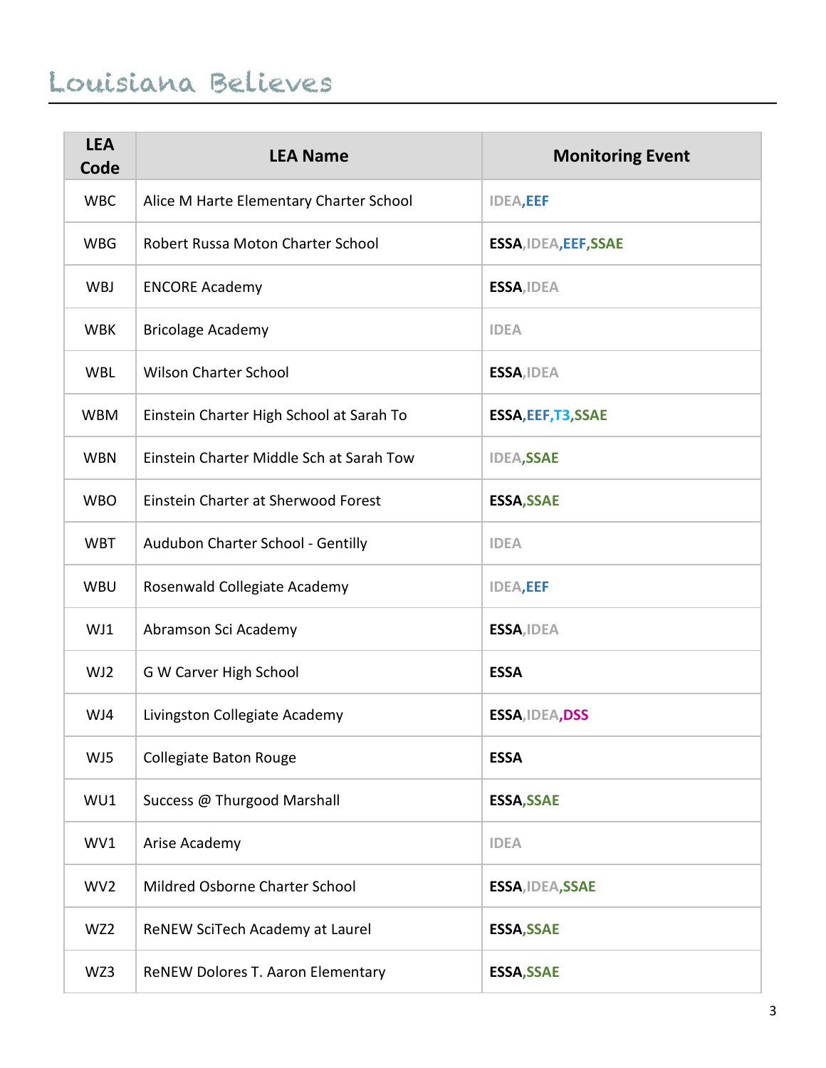| LEA Code | LEA Name | Monitoring Event |
| --- | --- | --- |
| WBC | Alice M Harte Elementary Charter School | IDEA,EEF |
| WBG | Robert Russa Moton Charter School | ESSA,IDEA,EEF,SSAE |
| WBJ | ENCORE Academy | ESSA,IDEA |
| WBK | Bricolage Academy | IDEA |
| WBL | Wilson Charter School | ESSA,IDEA |
| WBM | Einstein Charter High School at Sarah To | ESSA,EEF,T3,SSAE |
| WBN | Einstein Charter Middle Sch at Sarah Tow | IDEA,SSAE |
| WBO | Einstein Charter at Sherwood Forest | ESSA,SSAE |
| WBT | Audubon Charter School - Gentilly | IDEA |
| WBU | Rosenwald Collegiate Academy | IDEA,EEF |
| WJ1 | Abramson Sci Academy | ESSA,IDEA |
| WJ2 | G W Carver High School | ESSA |
| WJ4 | Livingston Collegiate Academy | ESSA,IDEA,DSS |
| WJ5 | Collegiate Baton Rouge | ESSA |
| WU1 | Success @ Thurgood Marshall | ESSA,SSAE |
| WV1 | Arise Academy | IDEA |
| WV2 | Mildred Osborne Charter School | ESSA,IDEA,SSAE |
| WZ2 | ReNEW SciTech Academy at Laurel | ESSA,SSAE |
| WZ3 | ReNEW Dolores T. Aaron Elementary | ESSA,SSAE |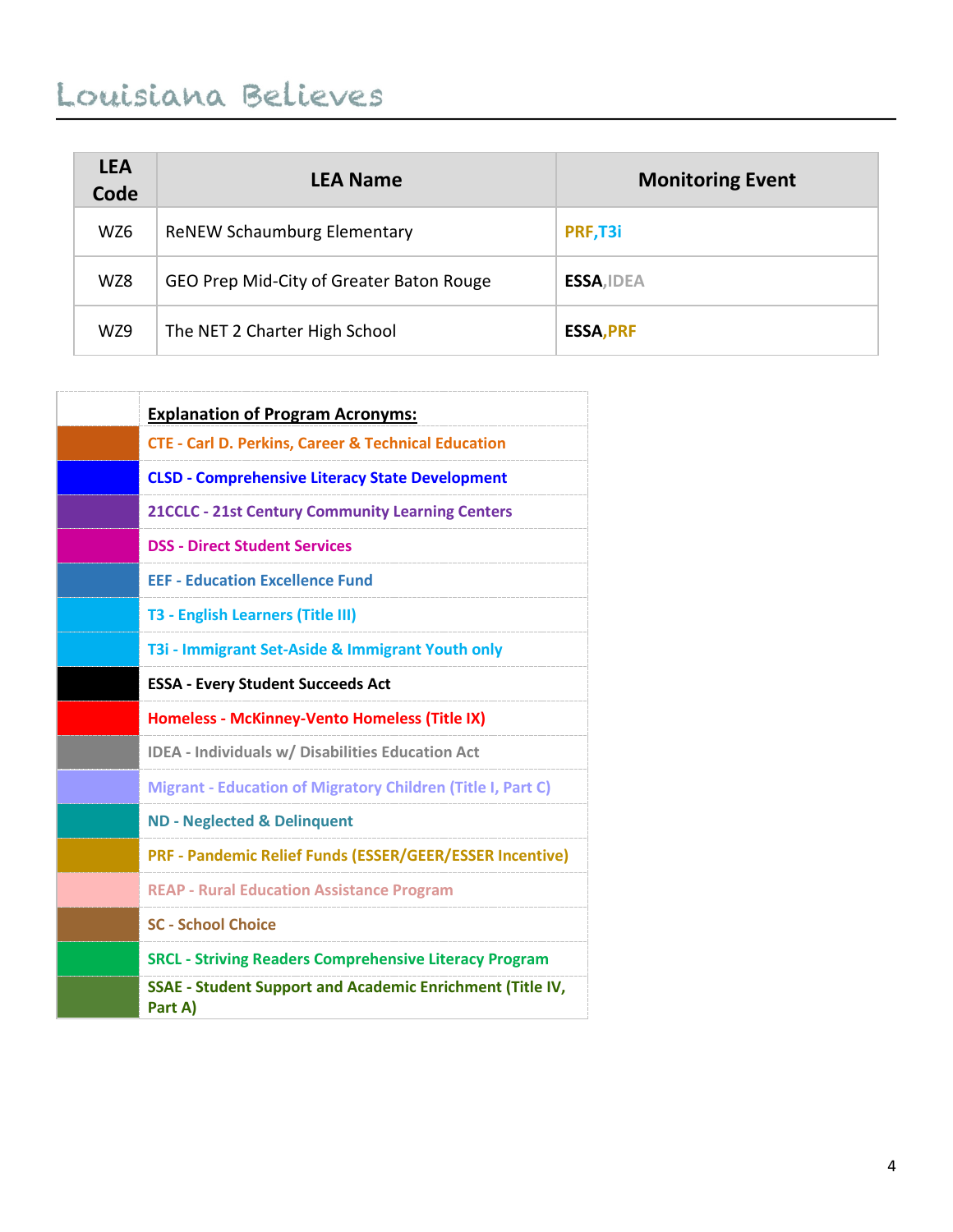| LEA Code | LEA Name | Monitoring Event |
|---|---|---|
| WZ6 | ReNEW Schaumburg Elementary | PRF,T3i |
| WZ8 | GEO Prep Mid-City of Greater Baton Rouge | ESSA,IDEA |
| WZ9 | The NET 2 Charter High School | ESSA,PRF |

| | Explanation of Program Acronyms: |
|---|---|
| | CTE - Carl D. Perkins, Career & Technical Education |
| | CLSD - Comprehensive Literacy State Development |
| | 21CCLC - 21st Century Community Learning Centers |
| | DSS - Direct Student Services |
| | EEF - Education Excellence Fund |
| | T3 - English Learners (Title III) |
| | T3i - Immigrant Set-Aside & Immigrant Youth only |
| | ESSA - Every Student Succeeds Act |
| | Homeless - McKinney-Vento Homeless (Title IX) |
| | IDEA - Individuals w/ Disabilities Education Act |
| | Migrant - Education of Migratory Children (Title I, Part C) |
| | ND - Neglected & Delinquent |
| | PRF - Pandemic Relief Funds (ESSER/GEER/ESSER Incentive) |
| | REAP - Rural Education Assistance Program |
| | SC - School Choice |
| | SRCL - Striving Readers Comprehensive Literacy Program |
| | SSAE - Student Support and Academic Enrichment (Title IV, Part A) |